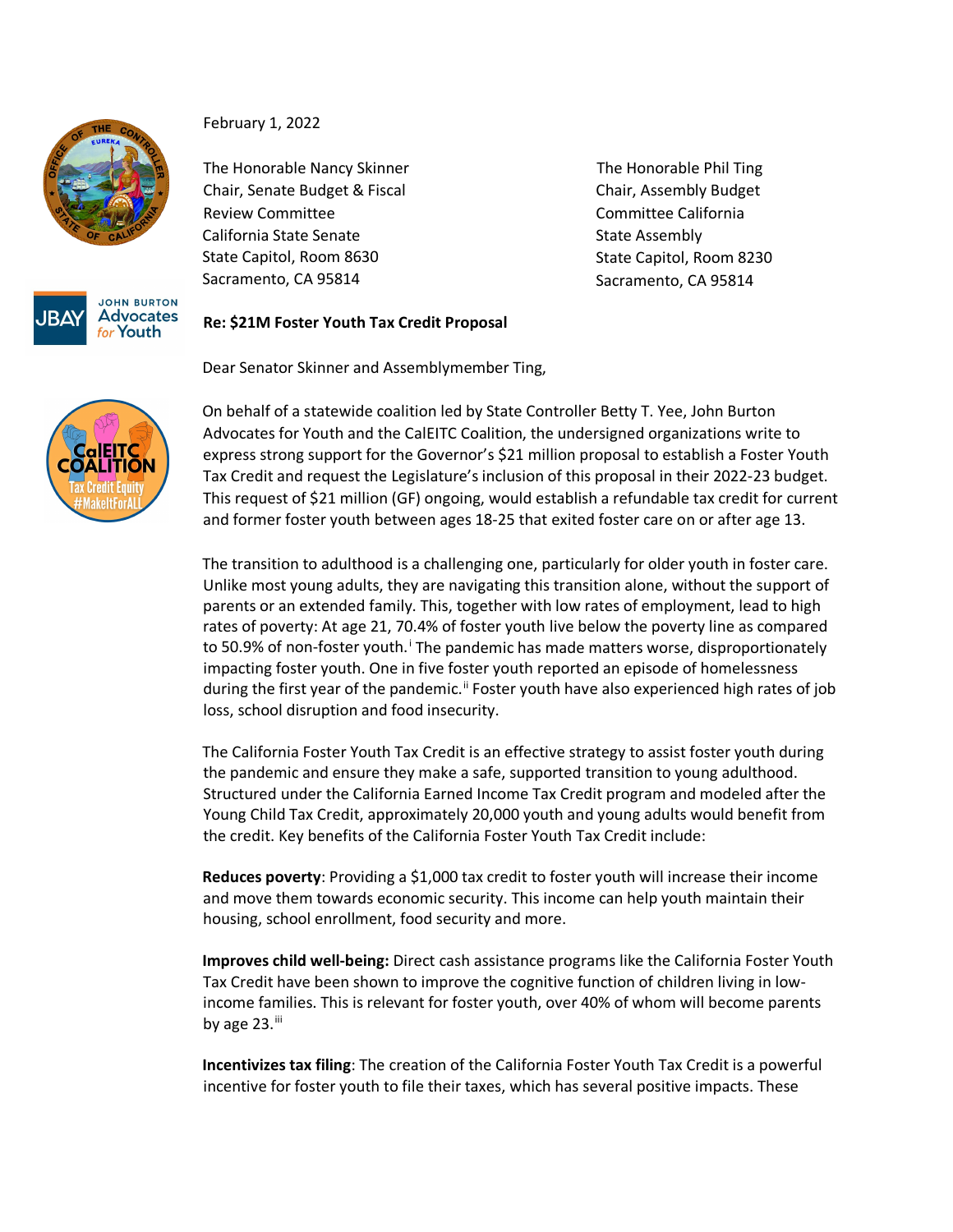February 1, 2022

The Honorable Nancy Skinner
Chair, Senate Budget & Fiscal
Review Committee
California State Senate
State Capitol, Room 8630
Sacramento, CA 95814

The Honorable Phil Ting
Chair, Assembly Budget
Committee California
State Assembly
State Capitol, Room 8230
Sacramento, CA 95814

**Re: $21M Foster Youth Tax Credit Proposal**

Dear Senator Skinner and Assemblymember Ting,

On behalf of a statewide coalition led by State Controller Betty T. Yee, John Burton Advocates for Youth and the CalEITC Coalition, the undersigned organizations write to express strong support for the Governor's $21 million proposal to establish a Foster Youth Tax Credit and request the Legislature's inclusion of this proposal in their 2022-23 budget. This request of $21 million (GF) ongoing, would establish a refundable tax credit for current and former foster youth between ages 18-25 that exited foster care on or after age 13.

The transition to adulthood is a challenging one, particularly for older youth in foster care. Unlike most young adults, they are navigating this transition alone, without the support of parents or an extended family. This, together with low rates of employment, lead to high rates of poverty: At age 21, 70.4% of foster youth live below the poverty line as compared to 50.9% of non-foster youth.[i] The pandemic has made matters worse, disproportionately impacting foster youth. One in five foster youth reported an episode of homelessness during the first year of the pandemic.[ii] Foster youth have also experienced high rates of job loss, school disruption and food insecurity.

The California Foster Youth Tax Credit is an effective strategy to assist foster youth during the pandemic and ensure they make a safe, supported transition to young adulthood. Structured under the California Earned Income Tax Credit program and modeled after the Young Child Tax Credit, approximately 20,000 youth and young adults would benefit from the credit. Key benefits of the California Foster Youth Tax Credit include:

**Reduces poverty**: Providing a $1,000 tax credit to foster youth will increase their income and move them towards economic security. This income can help youth maintain their housing, school enrollment, food security and more.

**Improves child well-being:** Direct cash assistance programs like the California Foster Youth Tax Credit have been shown to improve the cognitive function of children living in low-income families. This is relevant for foster youth, over 40% of whom will become parents by age 23.[iii]

**Incentivizes tax filing**: The creation of the California Foster Youth Tax Credit is a powerful incentive for foster youth to file their taxes, which has several positive impacts. These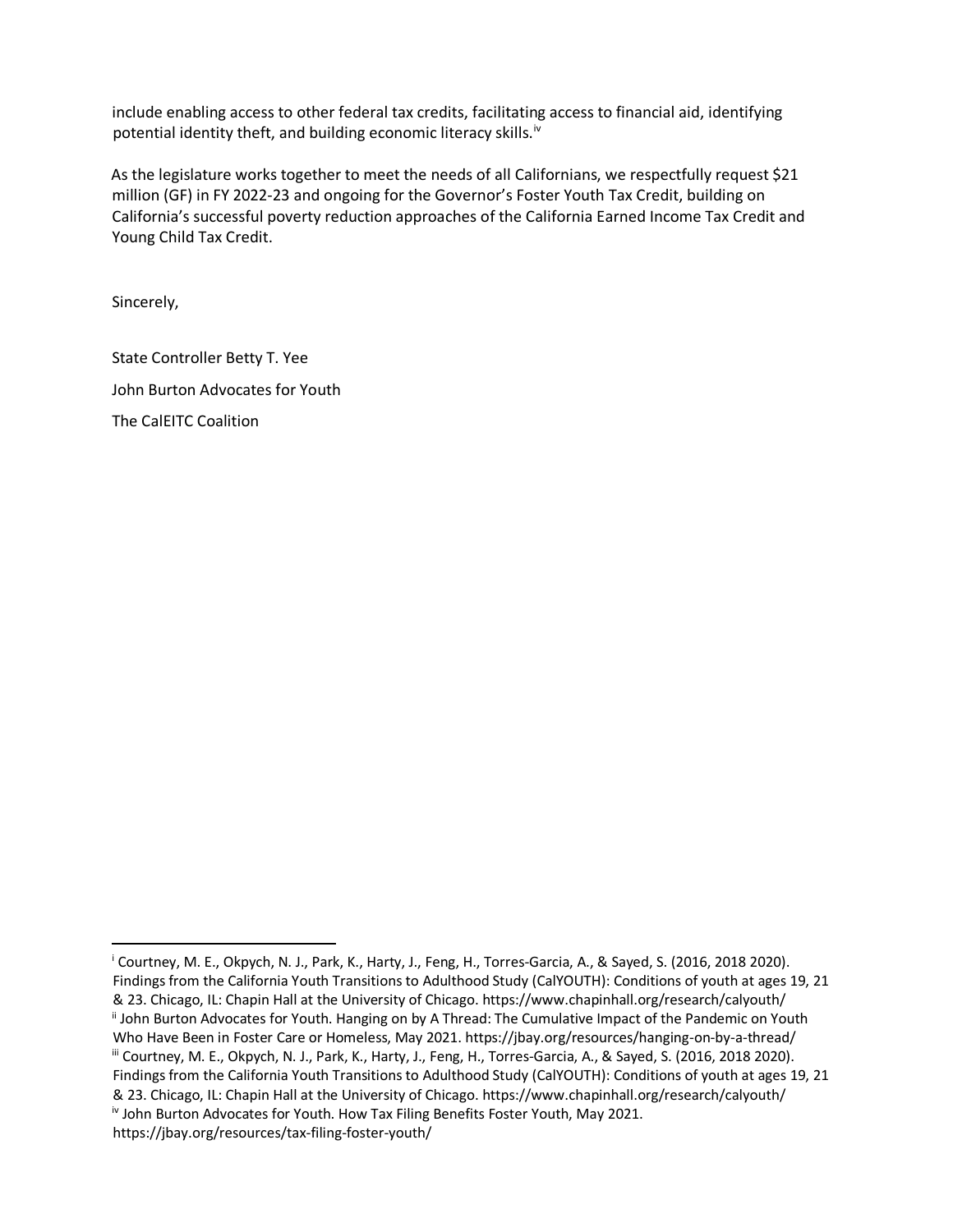include enabling access to other federal tax credits, facilitating access to financial aid, identifying potential identity theft, and building economic literacy skills.[iv]

As the legislature works together to meet the needs of all Californians, we respectfully request $21 million (GF) in FY 2022-23 and ongoing for the Governor's Foster Youth Tax Credit, building on California's successful poverty reduction approaches of the California Earned Income Tax Credit and Young Child Tax Credit.

Sincerely,

State Controller Betty T. Yee

John Burton Advocates for Youth

The CalEITC Coalition

---

[i] Courtney, M. E., Okpych, N. J., Park, K., Harty, J., Feng, H., Torres-Garcia, A., & Sayed, S. (2016, 2018 2020). Findings from the California Youth Transitions to Adulthood Study (CalYOUTH): Conditions of youth at ages 19, 21 & 23. Chicago, IL: Chapin Hall at the University of Chicago. https://www.chapinhall.org/research/calyouth/

[ii] John Burton Advocates for Youth. Hanging on by A Thread: The Cumulative Impact of the Pandemic on Youth Who Have Been in Foster Care or Homeless, May 2021. https://jbay.org/resources/hanging-on-by-a-thread/

[iii] Courtney, M. E., Okpych, N. J., Park, K., Harty, J., Feng, H., Torres-Garcia, A., & Sayed, S. (2016, 2018 2020). Findings from the California Youth Transitions to Adulthood Study (CalYOUTH): Conditions of youth at ages 19, 21 & 23. Chicago, IL: Chapin Hall at the University of Chicago. https://www.chapinhall.org/research/calyouth/

[iv] John Burton Advocates for Youth. How Tax Filing Benefits Foster Youth, May 2021. https://jbay.org/resources/tax-filing-foster-youth/